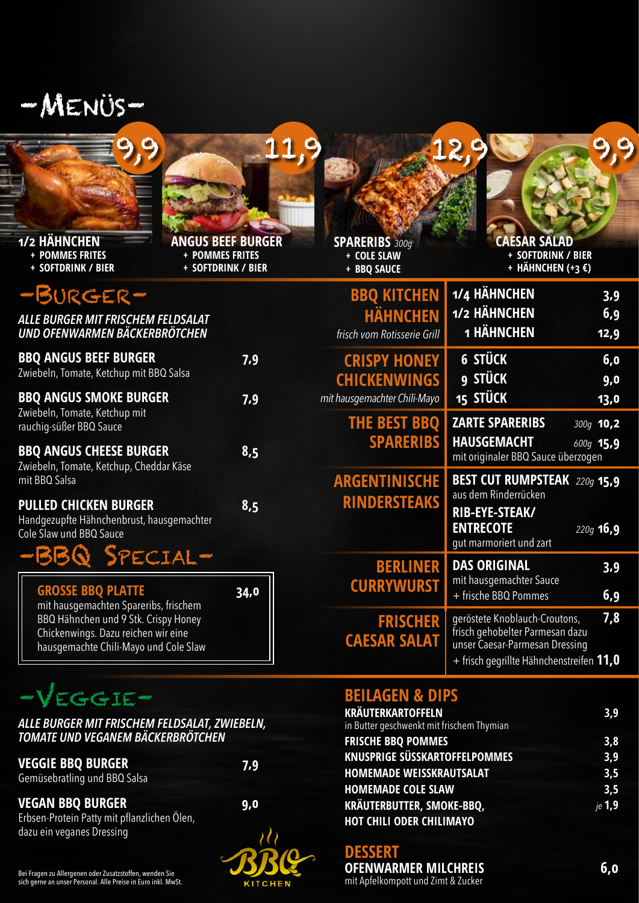# -Menüs-

**9,9** — **1/2 HÄHNCHEN**
+ POMMES FRITES
+ SOFTDRINK / BIER

**11,9** — **ANGUS BEEF BURGER**
+ POMMES FRITES
+ SOFTDRINK / BIER

**12,9** — **SPARERIBS** *300g*
+ COLE SLAW
+ BBQ SAUCE

**9,9** — **CAESAR SALAD**
+ SOFTDRINK / BIER
+ HÄHNCHEN (+3 €)

## -Burger-

***ALLE BURGER MIT FRISCHEM FELDSALAT UND OFENWARMEN BÄCKERBRÖTCHEN***

**BBQ ANGUS BEEF BURGER** — **7,9**
Zwiebeln, Tomate, Ketchup mit BBQ Salsa

**BBQ ANGUS SMOKE BURGER** — **7,9**
Zwiebeln, Tomate, Ketchup mit rauchig-süßer BBQ Sauce

**BBQ ANGUS CHEESE BURGER** — **8,5**
Zwiebeln, Tomate, Ketchup, Cheddar Käse mit BBQ Salsa

**PULLED CHICKEN BURGER** — **8,5**
Handgezupfte Hähnchenbrust, hausgemachter Cole Slaw und BBQ Sauce

## -BBQ Special-

**GROSSE BBQ PLATTE** — **34,0**
mit hausgemachten Spareribs, frischem BBQ Hähnchen und 9 Stk. Crispy Honey Chickenwings. Dazu reichen wir eine hausgemachte Chili-Mayo und Cole Slaw

## BBQ KITCHEN HÄHNCHEN
*frisch vom Rotisserie Grill*

| | |
|---|---|
| 1/4 HÄHNCHEN | 3,9 |
| 1/2 HÄHNCHEN | 6,9 |
| 1 HÄHNCHEN | 12,9 |

## CRISPY HONEY CHICKENWINGS
*mit hausgemachter Chili-Mayo*

| | |
|---|---|
| 6 STÜCK | 6,0 |
| 9 STÜCK | 9,0 |
| 15 STÜCK | 13,0 |

## THE BEST BBQ SPARERIBS

**ZARTE SPARERIBS** — *300g* **10,2**
**HAUSGEMACHT** — *600g* **15,9**
mit originaler BBQ Sauce überzogen

## ARGENTINISCHE RINDERSTEAKS

**BEST CUT RUMPSTEAK** *220g* **15,9**
aus dem Rinderrücken

**RIB-EYE-STEAK/ ENTRECOTE** *220g* **16,9**
gut marmoriert und zart

## BERLINER CURRYWURST

**DAS ORIGINAL** — **3,9**
mit hausgemachter Sauce
+ frische BBQ Pommes — **6,9**

## FRISCHER CAESAR SALAT

geröstete Knoblauch-Croutons, frisch gehobelter Parmesan dazu unser Caesar-Parmesan Dressing — **7,8**
+ frisch gegrillte Hähnchenstreifen **11,0**

## -Veggie-

***ALLE BURGER MIT FRISCHEM FELDSALAT, ZWIEBELN, TOMATE UND VEGANEM BÄCKERBRÖTCHEN***

**VEGGIE BBQ BURGER** — **7,9**
Gemüsebratling und BBQ Salsa

**VEGAN BBQ BURGER** — **9,0**
Erbsen-Protein Patty mit pflanzlichen Ölen, dazu ein veganes Dressing

## BEILAGEN & DIPS

| | |
|---|---|
| **KRÄUTERKARTOFFELN** in Butter geschwenkt mit frischem Thymian | 3,9 |
| **FRISCHE BBQ POMMES** | 3,8 |
| **KNUSPRIGE SÜSSKARTOFFELPOMMES** | 3,9 |
| **HOMEMADE WEISSKRAUTSALAT** | 3,5 |
| **HOMEMADE COLE SLAW** | 3,5 |
| **KRÄUTERBUTTER, SMOKE-BBQ, HOT CHILI ODER CHILIMAYO** | *je* 1,9 |

## DESSERT

**OFENWARMER MILCHREIS** — **6,0**
mit Apfelkompott und Zimt & Zucker

Bei Fragen zu Allergenen oder Zusatzstoffen, wenden Sie sich gerne an unser Personal. Alle Preise in Euro inkl. MwSt.

BBQ KITCHEN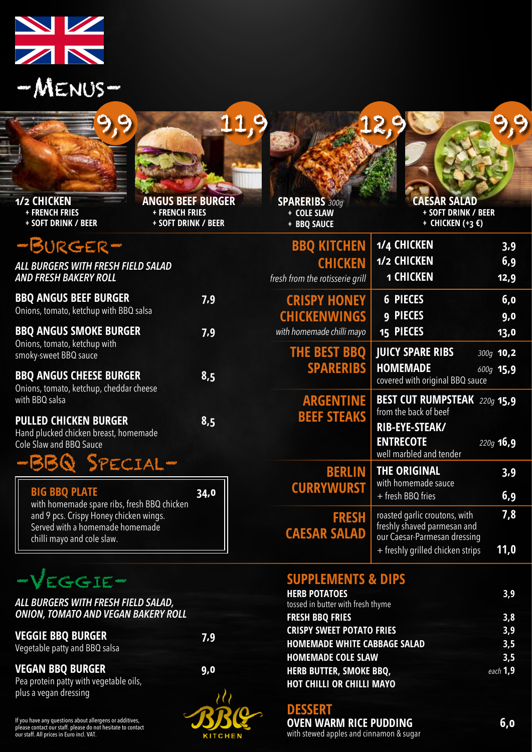# -Menus-

**9,9**
**1/2 CHICKEN**
+ FRENCH FRIES
+ SOFT DRINK / BEER

**11,9**
**ANGUS BEEF BURGER**
+ FRENCH FRIES
+ SOFT DRINK / BEER

**12,9**
**SPARERIBS** *300g*
+ COLE SLAW
+ BBQ SAUCE

**9,9**
**CAESAR SALAD**
+ SOFT DRINK / BEER
+ CHICKEN (+3 €)

## -Burger-

*ALL BURGERS WITH FRESH FIELD SALAD AND FRESH BAKERY ROLL*

**BBQ ANGUS BEEF BURGER** 7,9
Onions, tomato, ketchup with BBQ salsa

**BBQ ANGUS SMOKE BURGER** 7,9
Onions, tomato, ketchup with smoky-sweet BBQ sauce

**BBQ ANGUS CHEESE BURGER** 8,5
Onions, tomato, ketchup, cheddar cheese with BBQ salsa

**PULLED CHICKEN BURGER** 8,5
Hand plucked chicken breast, homemade Cole Slaw and BBQ Sauce

## -BBQ Special-

**BIG BBQ PLATE** 34,0
with homemade spare ribs, fresh BBQ chicken and 9 pcs. Crispy Honey chicken wings. Served with a homemade homemade chilli mayo and cole slaw.

## -Veggie-

*ALL BURGERS WITH FRESH FIELD SALAD, ONION, TOMATO AND VEGAN BAKERY ROLL*

**VEGGIE BBQ BURGER** 7,9
Vegetable patty and BBQ salsa

**VEGAN BBQ BURGER** 9,0
Pea protein patty with vegetable oils, plus a vegan dressing

If you have any questions about allergens or additives, please contact our staff. please do not hesitate to contact our staff. All prices in Euro incl. VAT.

BBQ KITCHEN

## BBQ KITCHEN CHICKEN

*fresh from the rotisserie grill*

| | |
|---|---|
| 1/4 CHICKEN | 3,9 |
| 1/2 CHICKEN | 6,9 |
| 1 CHICKEN | 12,9 |

## CRISPY HONEY CHICKENWINGS

*with homemade chilli mayo*

| | |
|---|---|
| 6 PIECES | 6,0 |
| 9 PIECES | 9,0 |
| 15 PIECES | 13,0 |

## THE BEST BBQ SPARERIBS

**JUICY SPARE RIBS** *300g* 10,2
**HOMEMADE** *600g* 15,9
covered with original BBQ sauce

## ARGENTINE BEEF STEAKS

**BEST CUT RUMPSTEAK** *220g* 15,9
from the back of beef

**RIB-EYE-STEAK/ ENTRECOTE** *220g* 16,9
well marbled and tender

## BERLIN CURRYWURST

**THE ORIGINAL** 3,9
with homemade sauce
+ fresh BBQ fries 6,9

## FRESH CAESAR SALAD

roasted garlic croutons, with freshly shaved parmesan and our Caesar-Parmesan dressing 7,8
+ freshly grilled chicken strips 11,0

## SUPPLEMENTS & DIPS

**HERB POTATOES** 3,9
tossed in butter with fresh thyme

| | |
|---|---|
| **FRESH BBQ FRIES** | 3,8 |
| **CRISPY SWEET POTATO FRIES** | 3,9 |
| **HOMEMADE WHITE CABBAGE SALAD** | 3,5 |
| **HOMEMADE COLE SLAW** | 3,5 |
| **HERB BUTTER, SMOKE BBQ, HOT CHILLI OR CHILLI MAYO** | *each* 1,9 |

## DESSERT

**OVEN WARM RICE PUDDING** 6,0
with stewed apples and cinnamon & sugar